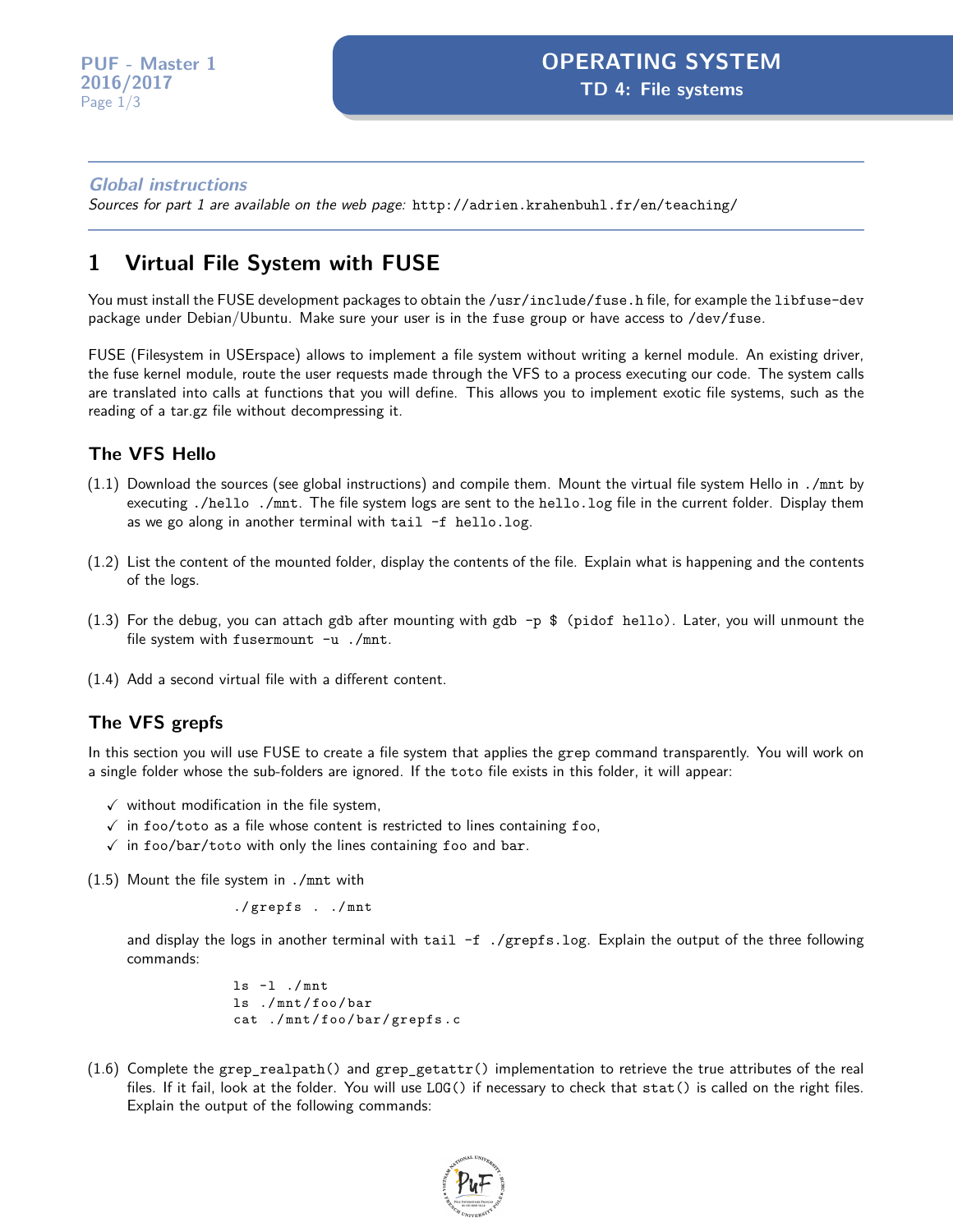# OPERATING SYSTEM
## TD 4: File systems

PUF - Master 1
2016/2017

### *Global instructions*

*Sources for part 1 are available on the web page:* `http://adrien.krahenbuhl.fr/en/teaching/`

# 1 Virtual File System with FUSE

You must install the FUSE development packages to obtain the `/usr/include/fuse.h` file, for example the `libfuse-dev` package under Debian/Ubuntu. Make sure your user is in the `fuse` group or have access to `/dev/fuse`.

FUSE (Filesystem in USErspace) allows to implement a file system without writing a kernel module. An existing driver, the fuse kernel module, route the user requests made through the VFS to a process executing our code. The system calls are translated into calls at functions that you will define. This allows you to implement exotic file systems, such as the reading of a tar.gz file without decompressing it.

## The VFS Hello

(1.1) Download the sources (see global instructions) and compile them. Mount the virtual file system Hello in `./mnt` by executing `./hello ./mnt`. The file system logs are sent to the `hello.log` file in the current folder. Display them as we go along in another terminal with `tail -f hello.log`.

(1.2) List the content of the mounted folder, display the contents of the file. Explain what is happening and the contents of the logs.

(1.3) For the debug, you can attach gdb after mounting with `gdb -p $ (pidof hello)`. Later, you will unmount the file system with `fusermount -u ./mnt`.

(1.4) Add a second virtual file with a different content.

## The VFS grepfs

In this section you will use FUSE to create a file system that applies the `grep` command transparently. You will work on a single folder whose the sub-folders are ignored. If the `toto` file exists in this folder, it will appear:

- ✓ without modification in the file system,
- ✓ in `foo/toto` as a file whose content is restricted to lines containing `foo`,
- ✓ in `foo/bar/toto` with only the lines containing `foo` and `bar`.

(1.5) Mount the file system in `./mnt` with

```
./grepfs . ./mnt
```

and display the logs in another terminal with `tail -f ./grepfs.log`. Explain the output of the three following commands:

```
ls -l ./mnt
ls ./mnt/foo/bar
cat ./mnt/foo/bar/grepfs.c
```

(1.6) Complete the `grep_realpath()` and `grep_getattr()` implementation to retrieve the true attributes of the real files. If it fail, look at the folder. You will use `LOG()` if necessary to check that `stat()` is called on the right files. Explain the output of the following commands: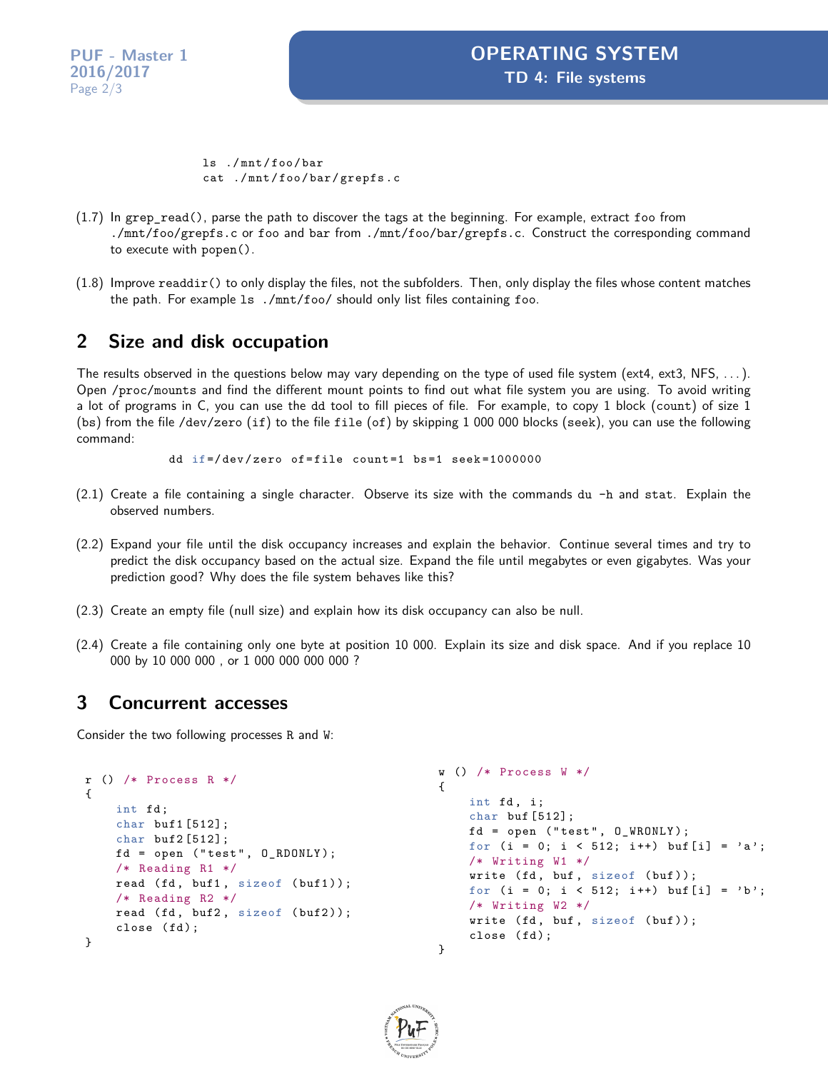```
ls ./mnt/foo/bar
cat ./mnt/foo/bar/grepfs.c
```

(1.7) In `grep_read()`, parse the path to discover the tags at the beginning. For example, extract `foo` from `./mnt/foo/grepfs.c` or `foo` and `bar` from `./mnt/foo/bar/grepfs.c`. Construct the corresponding command to execute with `popen()`.

(1.8) Improve `readdir()` to only display the files, not the subfolders. Then, only display the files whose content matches the path. For example `ls ./mnt/foo/` should only list files containing `foo`.

## 2 Size and disk occupation

The results observed in the questions below may vary depending on the type of used file system (ext4, ext3, NFS, ...). Open `/proc/mounts` and find the different mount points to find out what file system you are using. To avoid writing a lot of programs in C, you can use the `dd` tool to fill pieces of file. For example, to copy 1 block (`count`) of size 1 (`bs`) from the file `/dev/zero` (`if`) to the file `file` (`of`) by skipping 1 000 000 blocks (`seek`), you can use the following command:

```
dd if=/dev/zero of=file count=1 bs=1 seek=1000000
```

(2.1) Create a file containing a single character. Observe its size with the commands `du -h` and `stat`. Explain the observed numbers.

(2.2) Expand your file until the disk occupancy increases and explain the behavior. Continue several times and try to predict the disk occupancy based on the actual size. Expand the file until megabytes or even gigabytes. Was your prediction good? Why does the file system behaves like this?

(2.3) Create an empty file (null size) and explain how its disk occupancy can also be null.

(2.4) Create a file containing only one byte at position 10 000. Explain its size and disk space. And if you replace 10 000 by 10 000 000 , or 1 000 000 000 000 ?

## 3 Concurrent accesses

Consider the two following processes R and W:

```
r () /* Process R */
{
    int fd;
    char buf1[512];
    char buf2[512];
    fd = open ("test", O_RDONLY);
    /* Reading R1 */
    read (fd, buf1, sizeof (buf1));
    /* Reading R2 */
    read (fd, buf2, sizeof (buf2));
    close (fd);
}
```

```
w () /* Process W */
{
    int fd, i;
    char buf[512];
    fd = open ("test", O_WRONLY);
    for (i = 0; i < 512; i++) buf[i] = 'a';
    /* Writing W1 */
    write (fd, buf, sizeof (buf));
    for (i = 0; i < 512; i++) buf[i] = 'b';
    /* Writing W2 */
    write (fd, buf, sizeof (buf));
    close (fd);
}
```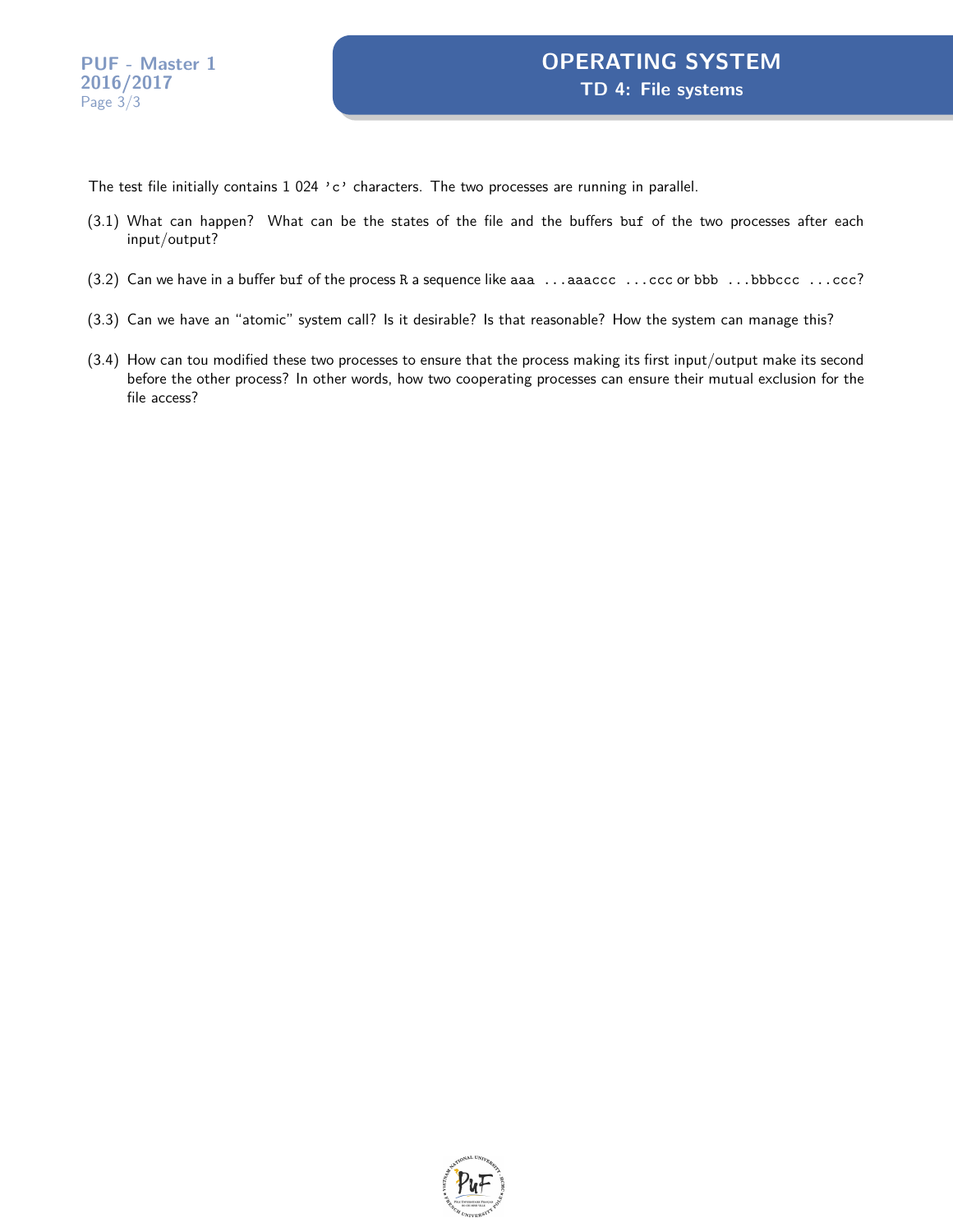The test file initially contains 1 024 'c' characters. The two processes are running in parallel.

(3.1) What can happen? What can be the states of the file and the buffers `buf` of the two processes after each input/output?

(3.2) Can we have in a buffer `buf` of the process `R` a sequence like `aaa ...aaaccc ...ccc` or `bbb ...bbbccc ...ccc`?

(3.3) Can we have an "atomic" system call? Is it desirable? Is that reasonable? How the system can manage this?

(3.4) How can tou modified these two processes to ensure that the process making its first input/output make its second before the other process? In other words, how two cooperating processes can ensure their mutual exclusion for the file access?